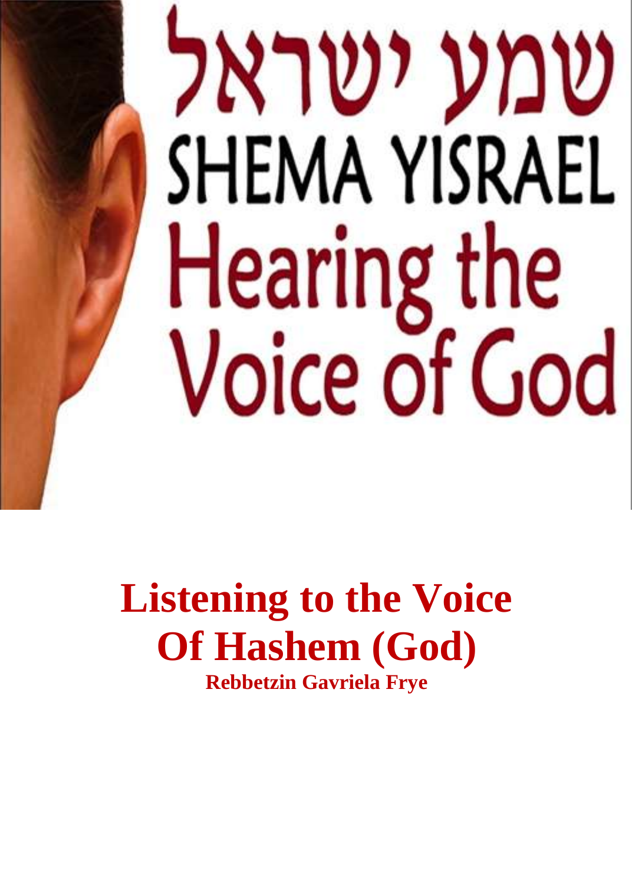שמע ישראל

SHEMA YISRAEL

Hearing the Voice of God

# Listening to the Voice Of Hashem (God)

**Rebbetzin Gavriela Frye**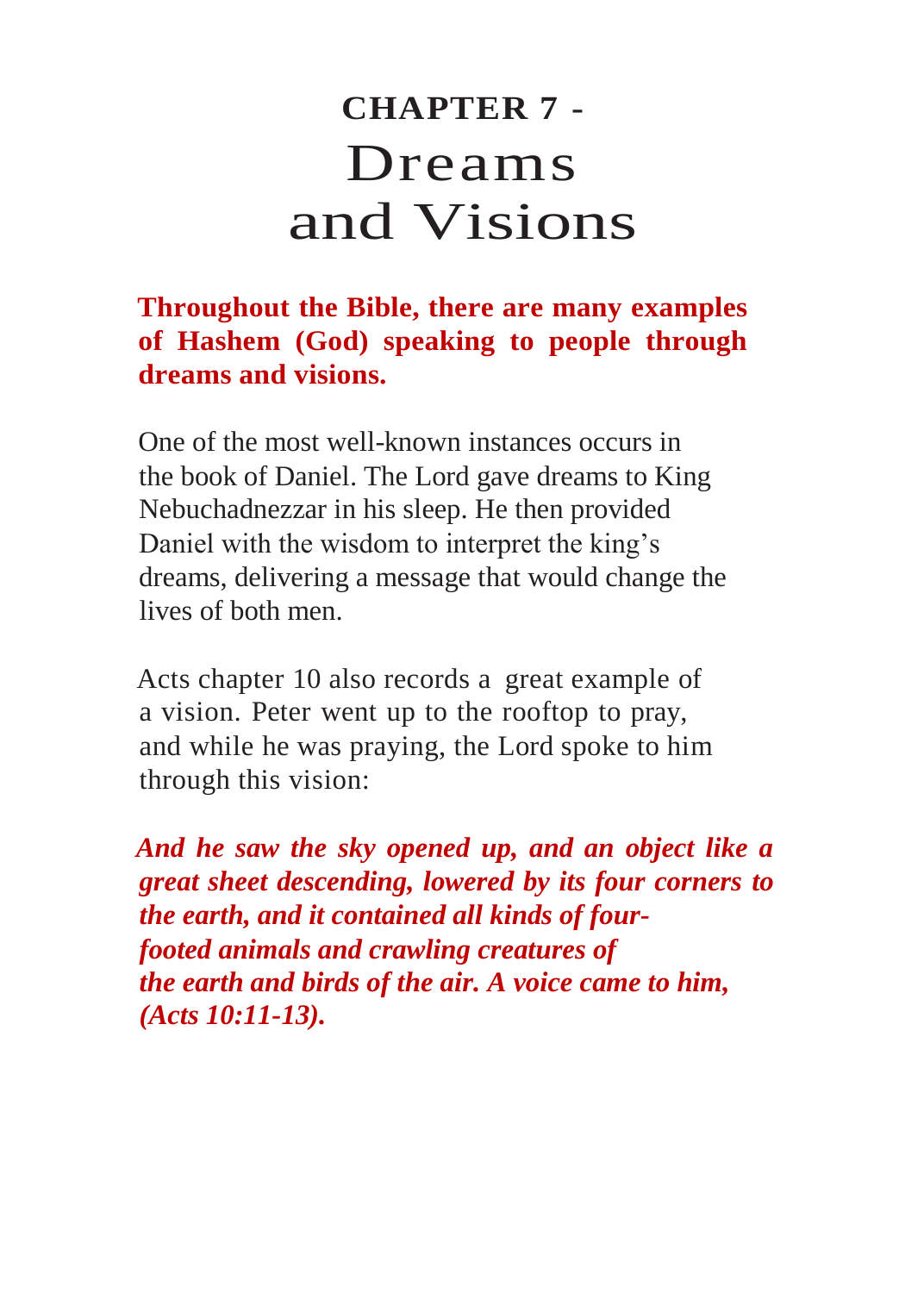# CHAPTER 7 - Dreams and Visions

**Throughout the Bible, there are many examples of Hashem (God) speaking to people through dreams and visions.**

One of the most well-known instances occurs in the book of Daniel. The Lord gave dreams to King Nebuchadnezzar in his sleep. He then provided Daniel with the wisdom to interpret the king's dreams, delivering a message that would change the lives of both men.

Acts chapter 10 also records a great example of a vision. Peter went up to the rooftop to pray, and while he was praying, the Lord spoke to him through this vision:

***And he saw the sky opened up, and an object like a great sheet descending, lowered by its four corners to the earth, and it contained all kinds of four-footed animals and crawling creatures of the earth and birds of the air. A voice came to him, (Acts 10:11-13).***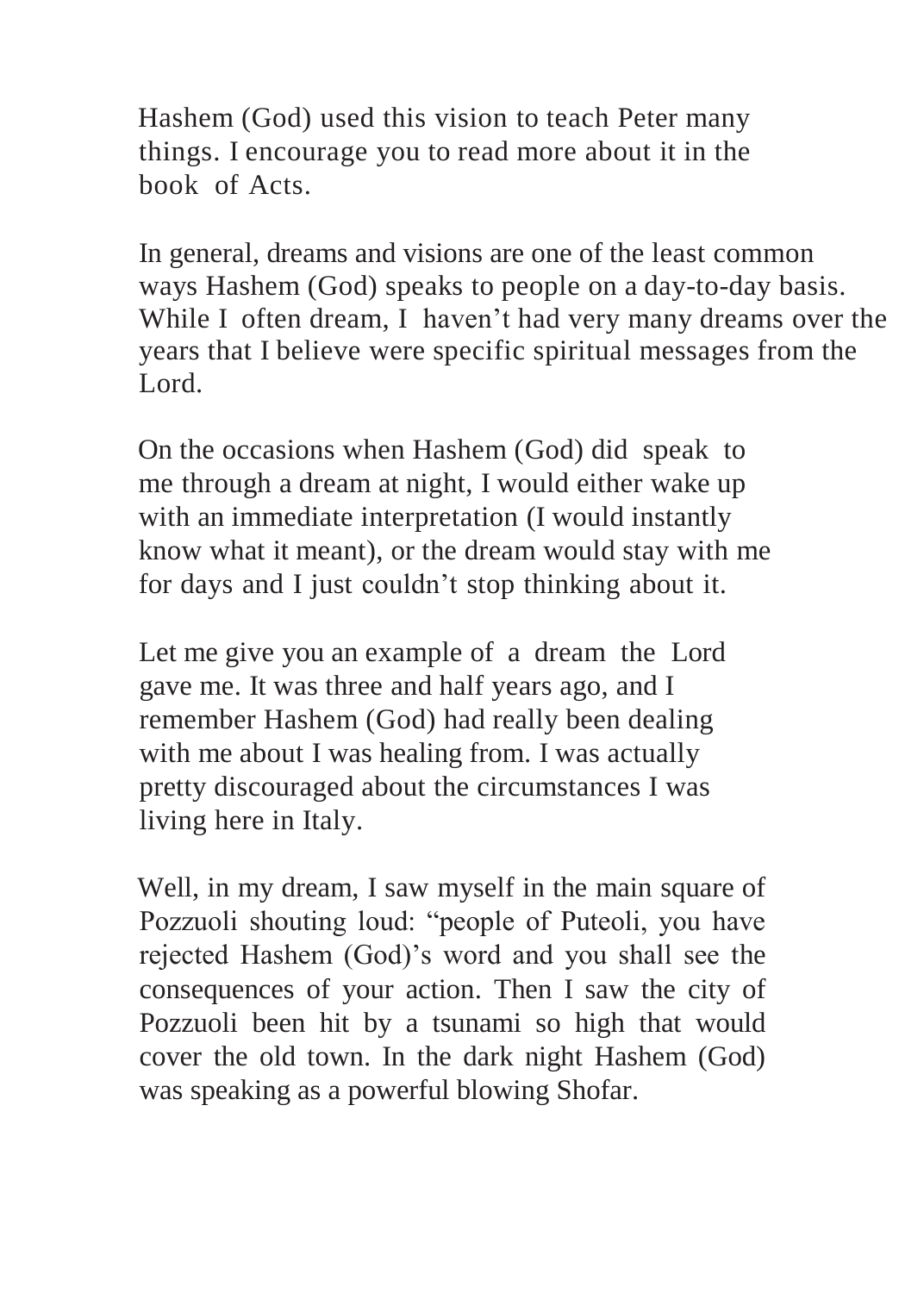Hashem (God) used this vision to teach Peter many things. I encourage you to read more about it in the book of Acts.

In general, dreams and visions are one of the least common ways Hashem (God) speaks to people on a day-to-day basis. While I often dream, I haven't had very many dreams over the years that I believe were specific spiritual messages from the Lord.

On the occasions when Hashem (God) did speak to me through a dream at night, I would either wake up with an immediate interpretation (I would instantly know what it meant), or the dream would stay with me for days and I just couldn't stop thinking about it.

Let me give you an example of a dream the Lord gave me. It was three and half years ago, and I remember Hashem (God) had really been dealing with me about I was healing from. I was actually pretty discouraged about the circumstances I was living here in Italy.

Well, in my dream, I saw myself in the main square of Pozzuoli shouting loud: "people of Puteoli, you have rejected Hashem (God)'s word and you shall see the consequences of your action. Then I saw the city of Pozzuoli been hit by a tsunami so high that would cover the old town. In the dark night Hashem (God) was speaking as a powerful blowing Shofar.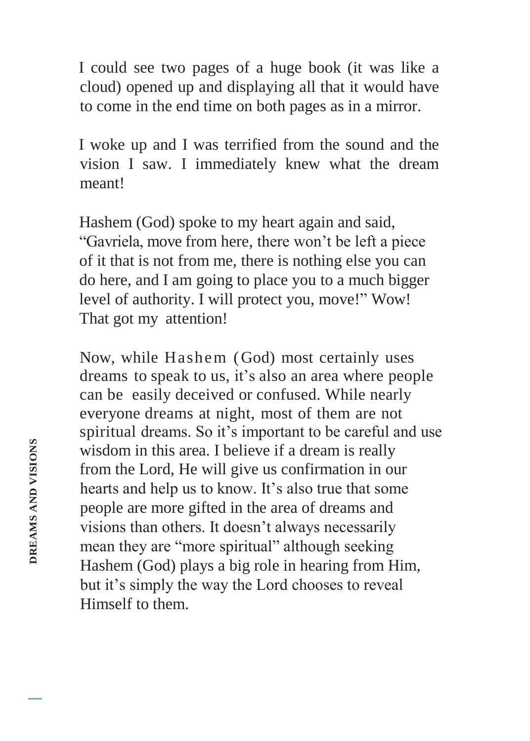I could see two pages of a huge book (it was like a cloud) opened up and displaying all that it would have to come in the end time on both pages as in a mirror.

I woke up and I was terrified from the sound and the vision I saw. I immediately knew what the dream meant!

Hashem (God) spoke to my heart again and said, "Gavriela, move from here, there won't be left a piece of it that is not from me, there is nothing else you can do here, and I am going to place you to a much bigger level of authority. I will protect you, move!" Wow! That got my attention!

Now, while Hashem (God) most certainly uses dreams to speak to us, it's also an area where people can be easily deceived or confused. While nearly everyone dreams at night, most of them are not spiritual dreams. So it's important to be careful and use wisdom in this area. I believe if a dream is really from the Lord, He will give us confirmation in our hearts and help us to know. It's also true that some people are more gifted in the area of dreams and visions than others. It doesn't always necessarily mean they are "more spiritual" although seeking Hashem (God) plays a big role in hearing from Him, but it's simply the way the Lord chooses to reveal Himself to them.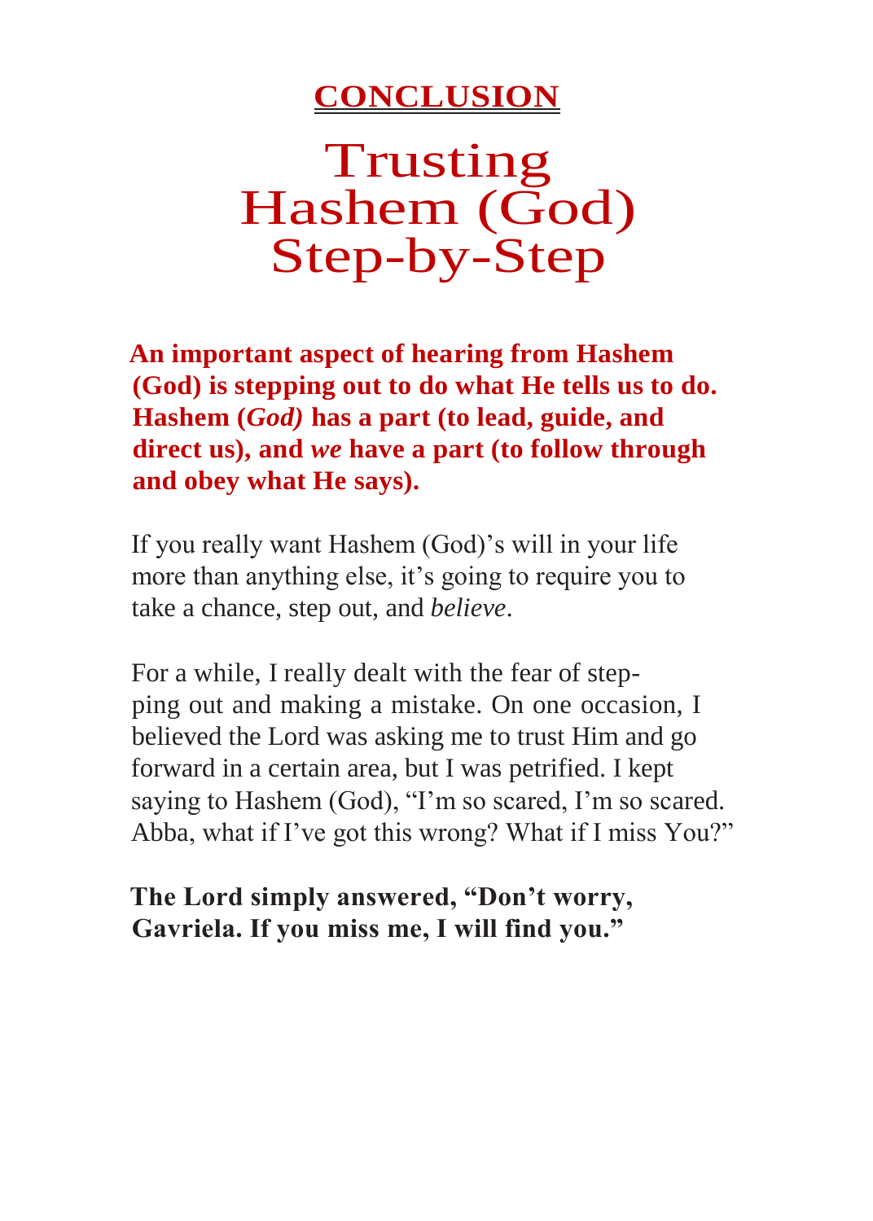# CONCLUSION

# Trusting Hashem (God) Step-by-Step

**An important aspect of hearing from Hashem (God) is stepping out to do what He tells us to do. Hashem (*God)* has a part (to lead, guide, and direct us), and *we* have a part (to follow through and obey what He says).**

If you really want Hashem (God)'s will in your life more than anything else, it's going to require you to take a chance, step out, and *believe*.

For a while, I really dealt with the fear of stepping out and making a mistake. On one occasion, I believed the Lord was asking me to trust Him and go forward in a certain area, but I was petrified. I kept saying to Hashem (God), "I'm so scared, I'm so scared. Abba, what if I've got this wrong? What if I miss You?"

**The Lord simply answered, "Don't worry, Gavriela. If you miss me, I will find you."**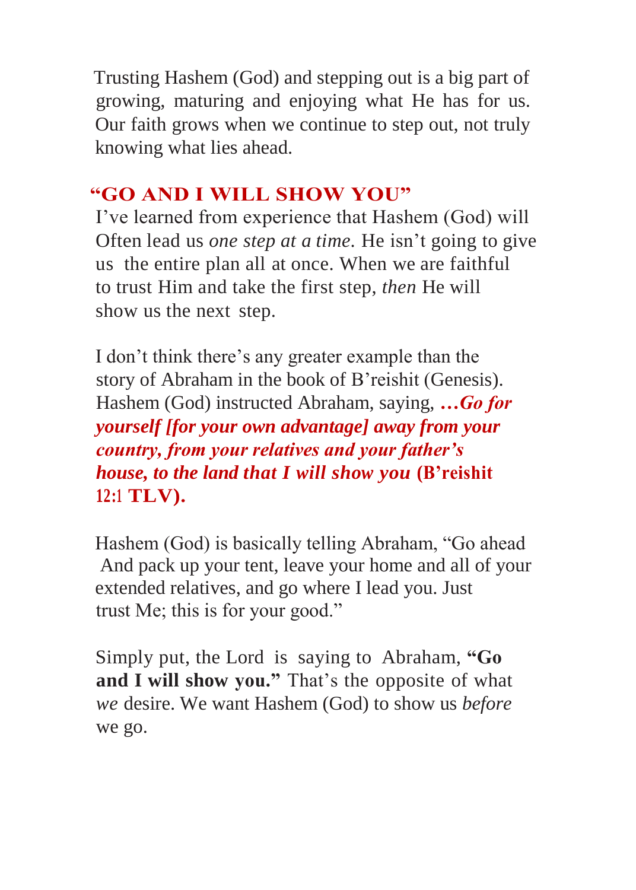Trusting Hashem (God) and stepping out is a big part of growing, maturing and enjoying what He has for us. Our faith grows when we continue to step out, not truly knowing what lies ahead.

## "GO AND I WILL SHOW YOU"

I've learned from experience that Hashem (God) will Often lead us *one step at a time.* He isn't going to give us the entire plan all at once. When we are faithful to trust Him and take the first step, *then* He will show us the next step.

I don't think there's any greater example than the story of Abraham in the book of B'reishit (Genesis). Hashem (God) instructed Abraham, saying, ***…Go for yourself [for your own advantage] away from your country, from your relatives and your father's house, to the land that I will show you*** **(B'reishit 12:1 TLV).**

Hashem (God) is basically telling Abraham, "Go ahead And pack up your tent, leave your home and all of your extended relatives, and go where I lead you. Just trust Me; this is for your good."

Simply put, the Lord is saying to Abraham, **"Go and I will show you."** That's the opposite of what *we* desire. We want Hashem (God) to show us *before* we go.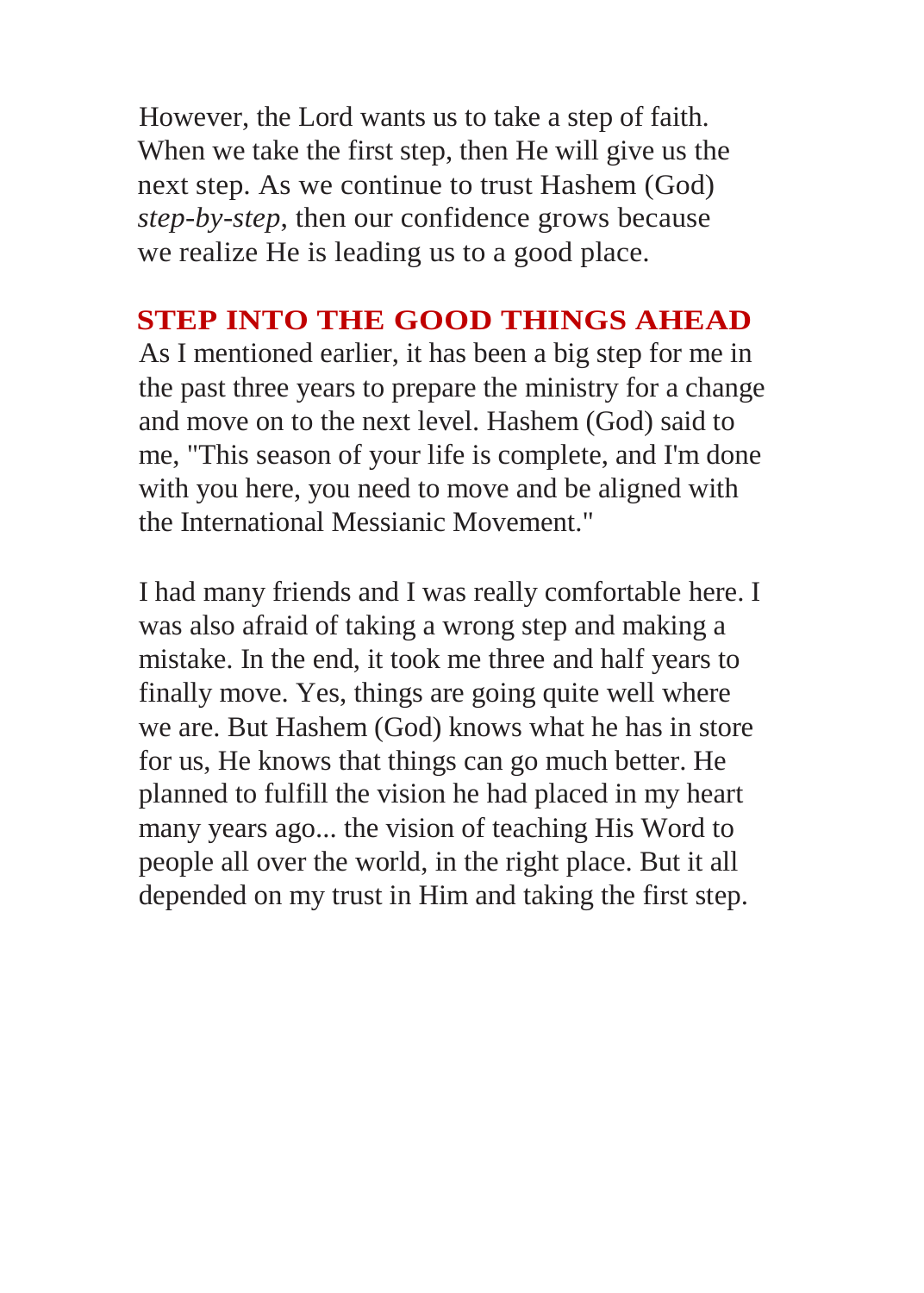However, the Lord wants us to take a step of faith. When we take the first step, then He will give us the next step. As we continue to trust Hashem (God) *step-by-step*, then our confidence grows because we realize He is leading us to a good place.

## STEP INTO THE GOOD THINGS AHEAD

As I mentioned earlier, it has been a big step for me in the past three years to prepare the ministry for a change and move on to the next level. Hashem (God) said to me, "This season of your life is complete, and I'm done with you here, you need to move and be aligned with the International Messianic Movement."

I had many friends and I was really comfortable here. I was also afraid of taking a wrong step and making a mistake. In the end, it took me three and half years to finally move. Yes, things are going quite well where we are. But Hashem (God) knows what he has in store for us, He knows that things can go much better. He planned to fulfill the vision he had placed in my heart many years ago... the vision of teaching His Word to people all over the world, in the right place. But it all depended on my trust in Him and taking the first step.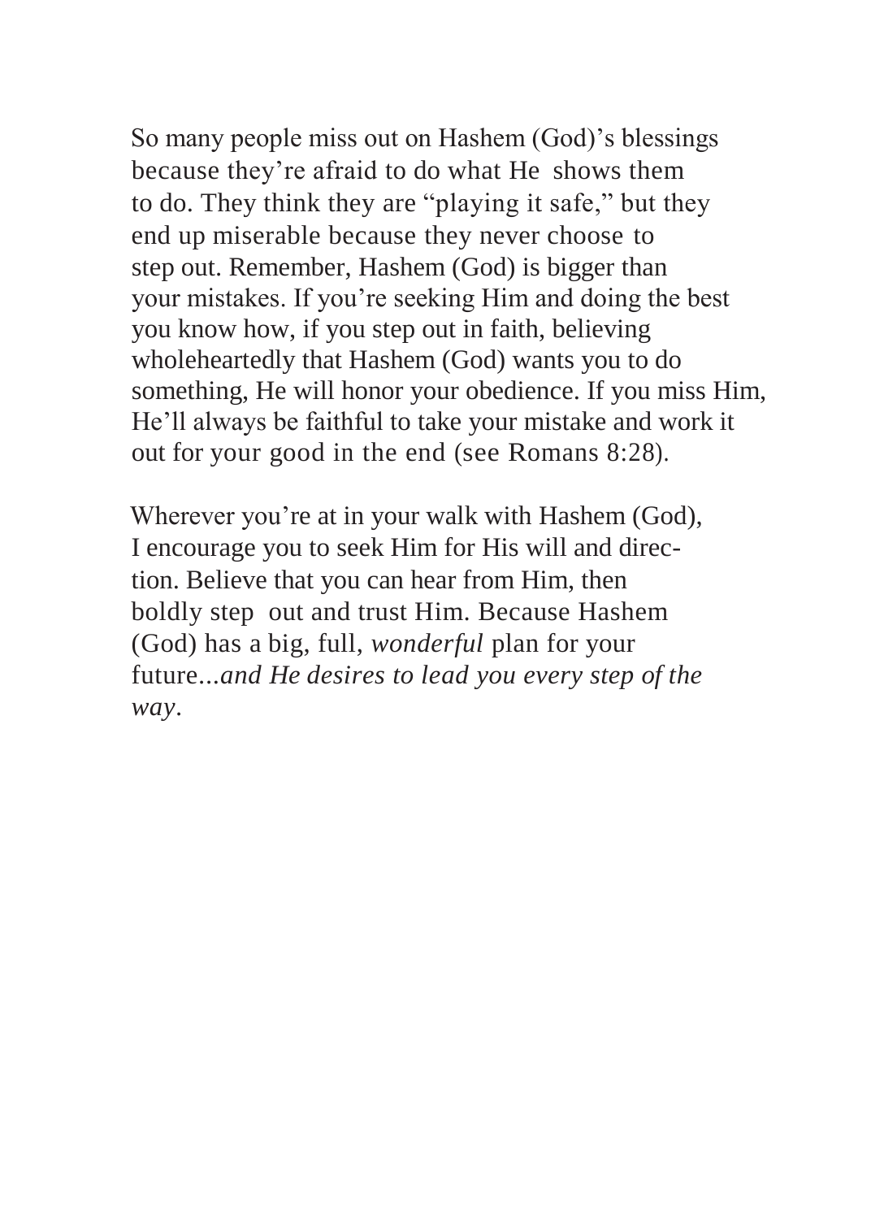So many people miss out on Hashem (God)'s blessings because they're afraid to do what He shows them to do. They think they are "playing it safe," but they end up miserable because they never choose to step out. Remember, Hashem (God) is bigger than your mistakes. If you're seeking Him and doing the best you know how, if you step out in faith, believing wholeheartedly that Hashem (God) wants you to do something, He will honor your obedience. If you miss Him, He'll always be faithful to take your mistake and work it out for your good in the end (see Romans 8:28).

Wherever you're at in your walk with Hashem (God), I encourage you to seek Him for His will and direction. Believe that you can hear from Him, then boldly step out and trust Him. Because Hashem (God) has a big, full, *wonderful* plan for your future...*and He desires to lead you every step of the way*.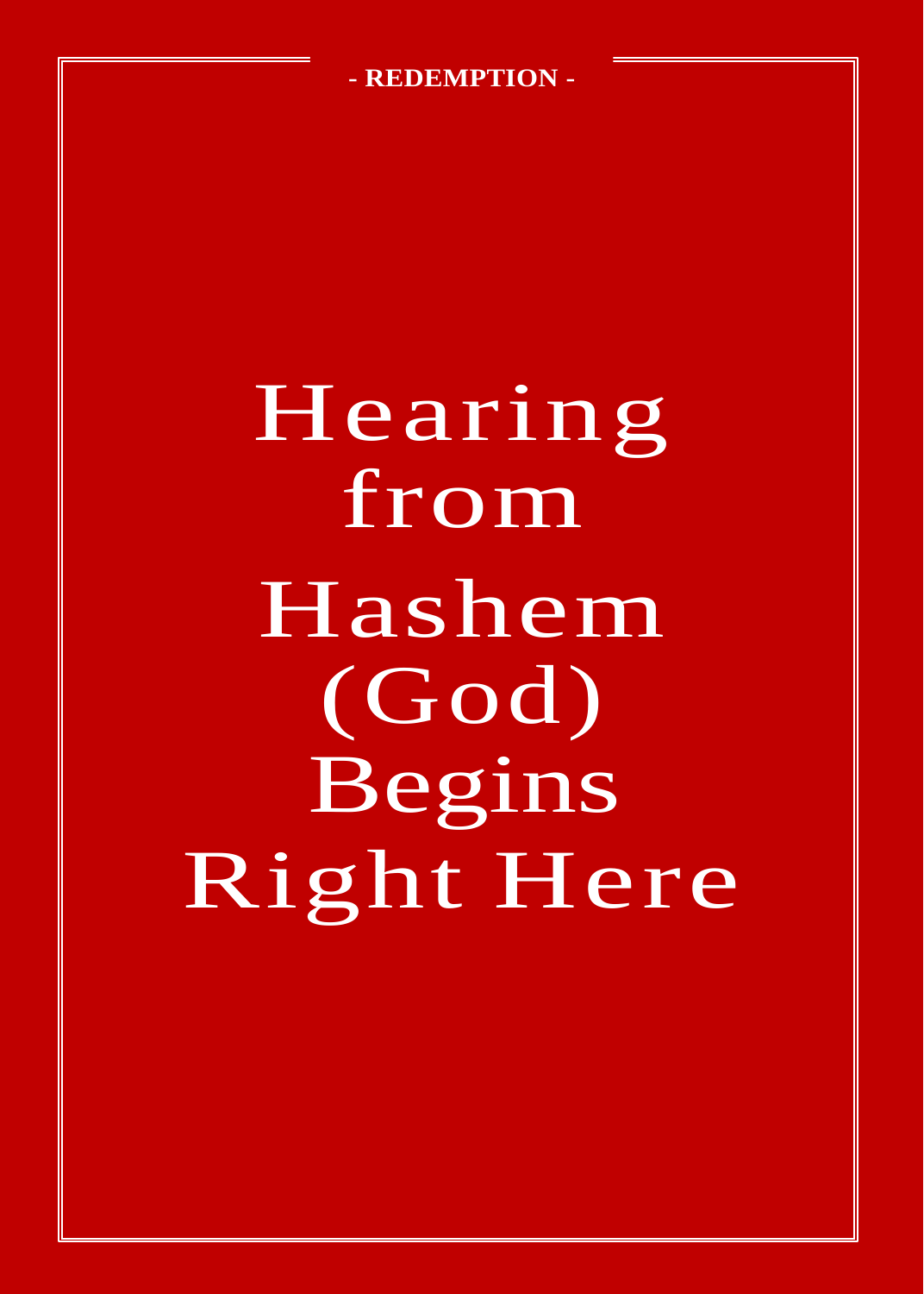- REDEMPTION -

# Hearing from Hashem (God) Begins Right Here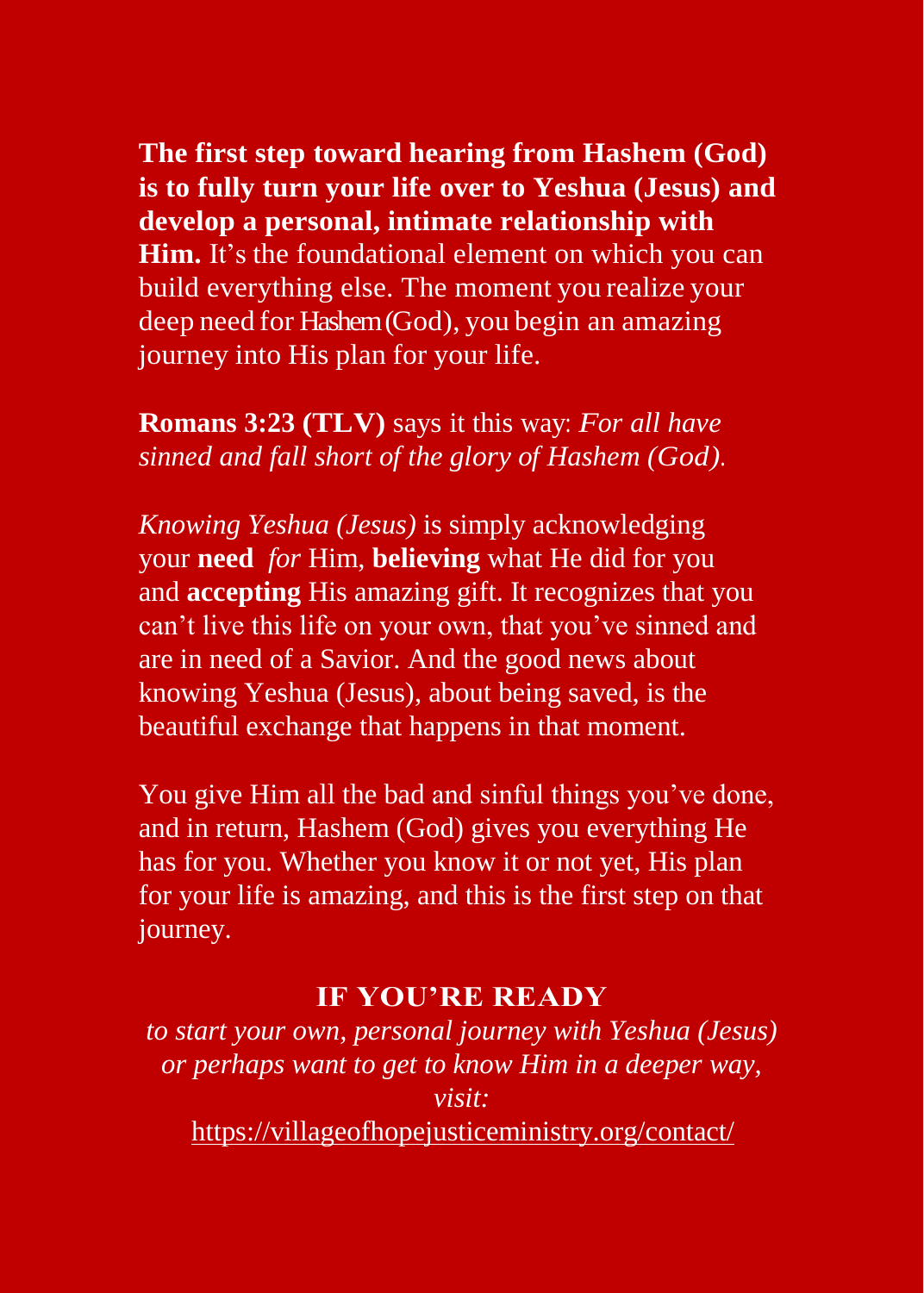**The first step toward hearing from Hashem (God) is to fully turn your life over to Yeshua (Jesus) and develop a personal, intimate relationship with Him.** It's the foundational element on which you can build everything else. The moment you realize your deep need for Hashem (God), you begin an amazing journey into His plan for your life.

**Romans 3:23 (TLV)** says it this way: *For all have sinned and fall short of the glory of Hashem (God).*

*Knowing Yeshua (Jesus)* is simply acknowledging your **need** *for* Him, **believing** what He did for you and **accepting** His amazing gift. It recognizes that you can't live this life on your own, that you've sinned and are in need of a Savior. And the good news about knowing Yeshua (Jesus), about being saved, is the beautiful exchange that happens in that moment.

You give Him all the bad and sinful things you've done, and in return, Hashem (God) gives you everything He has for you. Whether you know it or not yet, His plan for your life is amazing, and this is the first step on that journey.

**IF YOU'RE READY**

*to start your own, personal journey with Yeshua (Jesus) or perhaps want to get to know Him in a deeper way, visit:*

https://villageofhopejusticeministry.org/contact/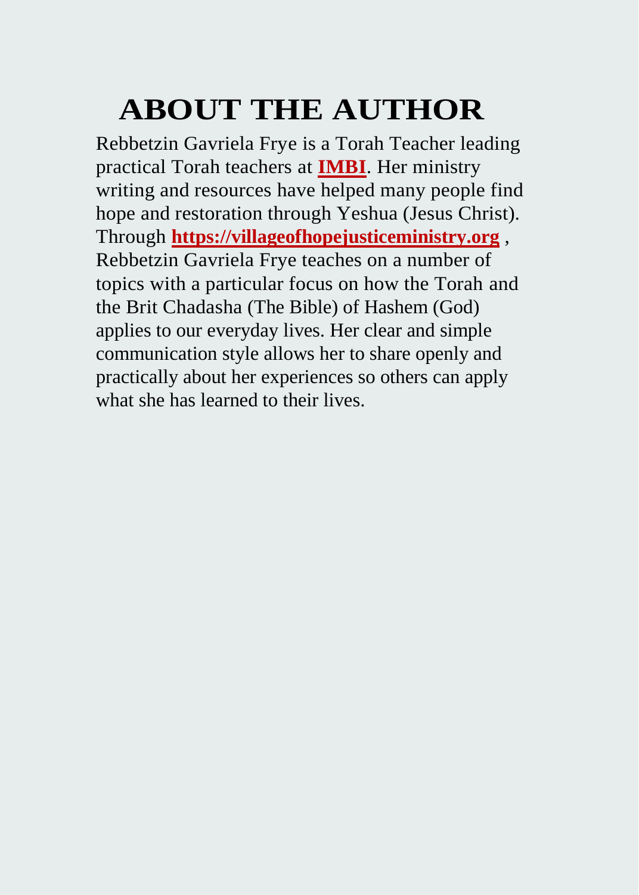# ABOUT THE AUTHOR

Rebbetzin Gavriela Frye is a Torah Teacher leading practical Torah teachers at **IMBI**. Her ministry writing and resources have helped many people find hope and restoration through Yeshua (Jesus Christ). Through **https://villageofhopejusticeministry.org** , Rebbetzin Gavriela Frye teaches on a number of topics with a particular focus on how the Torah and the Brit Chadasha (The Bible) of Hashem (God) applies to our everyday lives. Her clear and simple communication style allows her to share openly and practically about her experiences so others can apply what she has learned to their lives.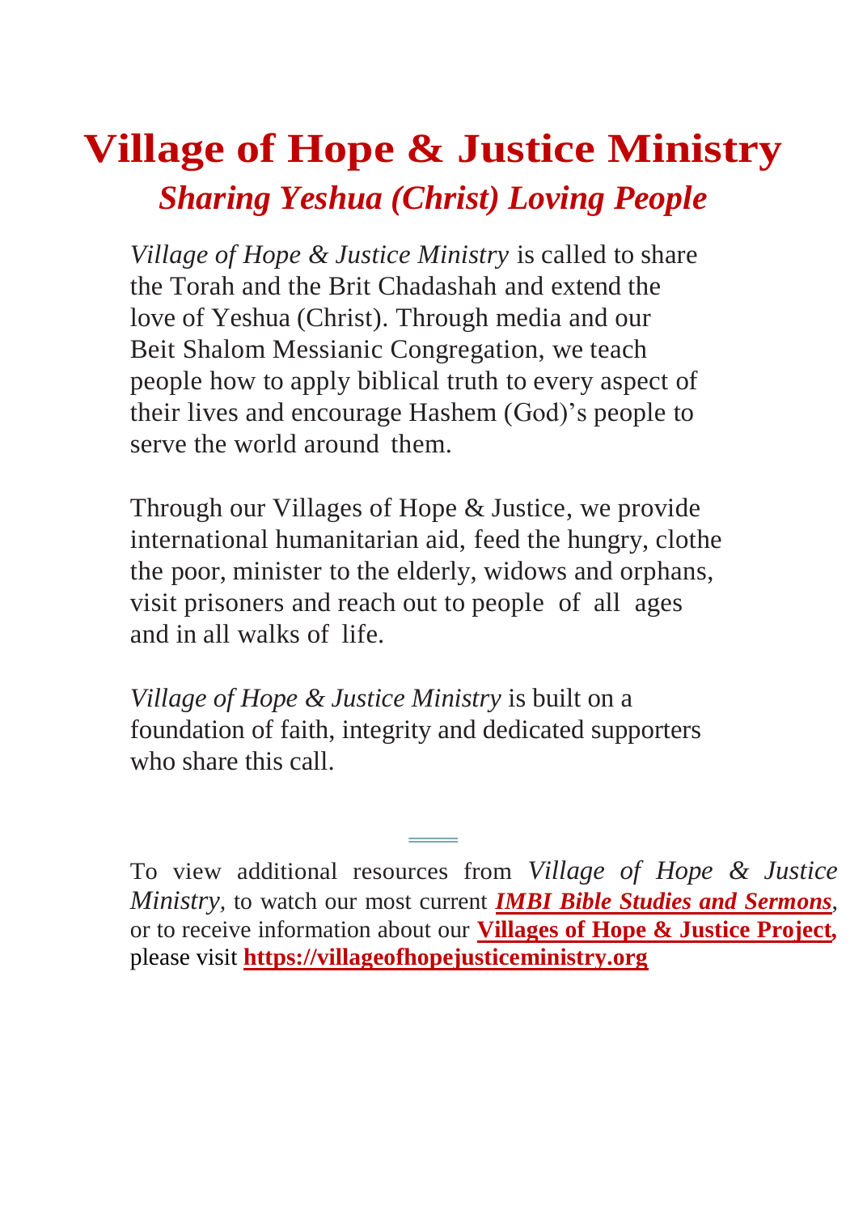# Village of Hope & Justice Ministry

## *Sharing Yeshua (Christ) Loving People*

*Village of Hope & Justice Ministry* is called to share the Torah and the Brit Chadashah and extend the love of Yeshua (Christ). Through media and our Beit Shalom Messianic Congregation, we teach people how to apply biblical truth to every aspect of their lives and encourage Hashem (God)'s people to serve the world around them.

Through our Villages of Hope & Justice, we provide international humanitarian aid, feed the hungry, clothe the poor, minister to the elderly, widows and orphans, visit prisoners and reach out to people of all ages and in all walks of life.

*Village of Hope & Justice Ministry* is built on a foundation of faith, integrity and dedicated supporters who share this call.

---

To view additional resources from *Village of Hope & Justice Ministry*, to watch our most current ***IMBI Bible Studies and Sermons***, or to receive information about our **Villages of Hope & Justice Project,** please visit **https://villageofhopejusticeministry.org**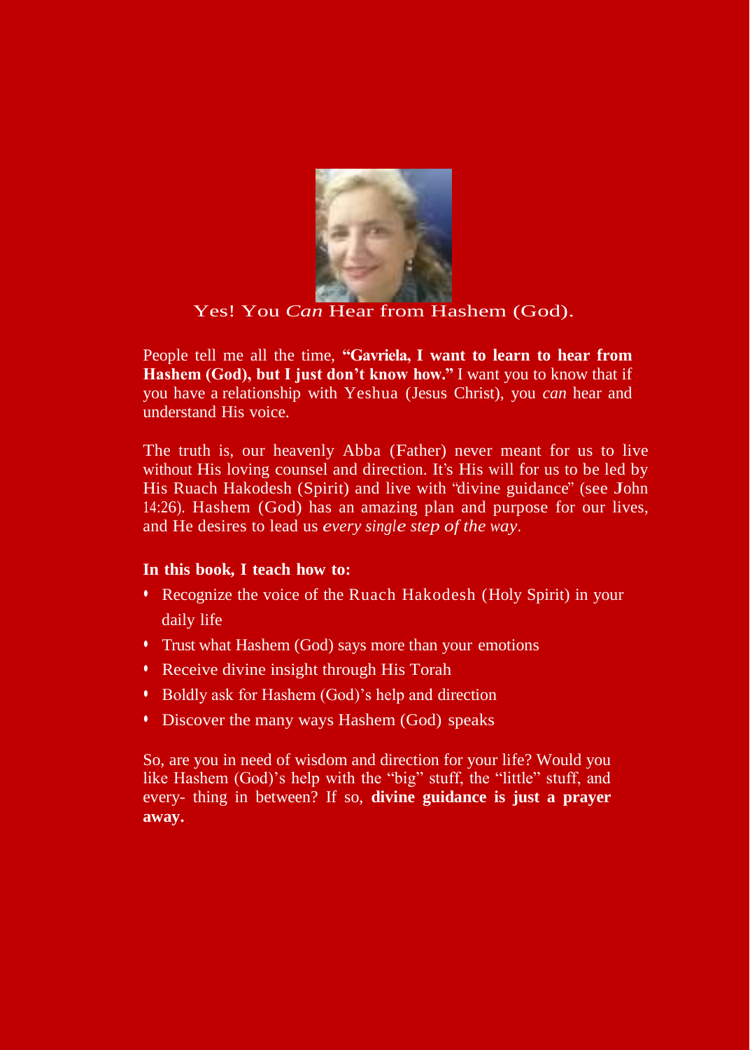Yes! You *Can* Hear from Hashem (God).

People tell me all the time, **"Gavriela, I want to learn to hear from Hashem (God), but I just don't know how."** I want you to know that if you have a relationship with Yeshua (Jesus Christ), you *can* hear and understand His voice.

The truth is, our heavenly Abba (Father) never meant for us to live without His loving counsel and direction. It's His will for us to be led by His Ruach Hakodesh (Spirit) and live with "divine guidance" (see John 14:26). Hashem (God) has an amazing plan and purpose for our lives, and He desires to lead us *every single step of the way*.

**In this book, I teach how to:**

- Recognize the voice of the Ruach Hakodesh (Holy Spirit) in your daily life
- Trust what Hashem (God) says more than your emotions
- Receive divine insight through His Torah
- Boldly ask for Hashem (God)'s help and direction
- Discover the many ways Hashem (God) speaks

So, are you in need of wisdom and direction for your life? Would you like Hashem (God)'s help with the "big" stuff, the "little" stuff, and every- thing in between? If so, **divine guidance is just a prayer away.**